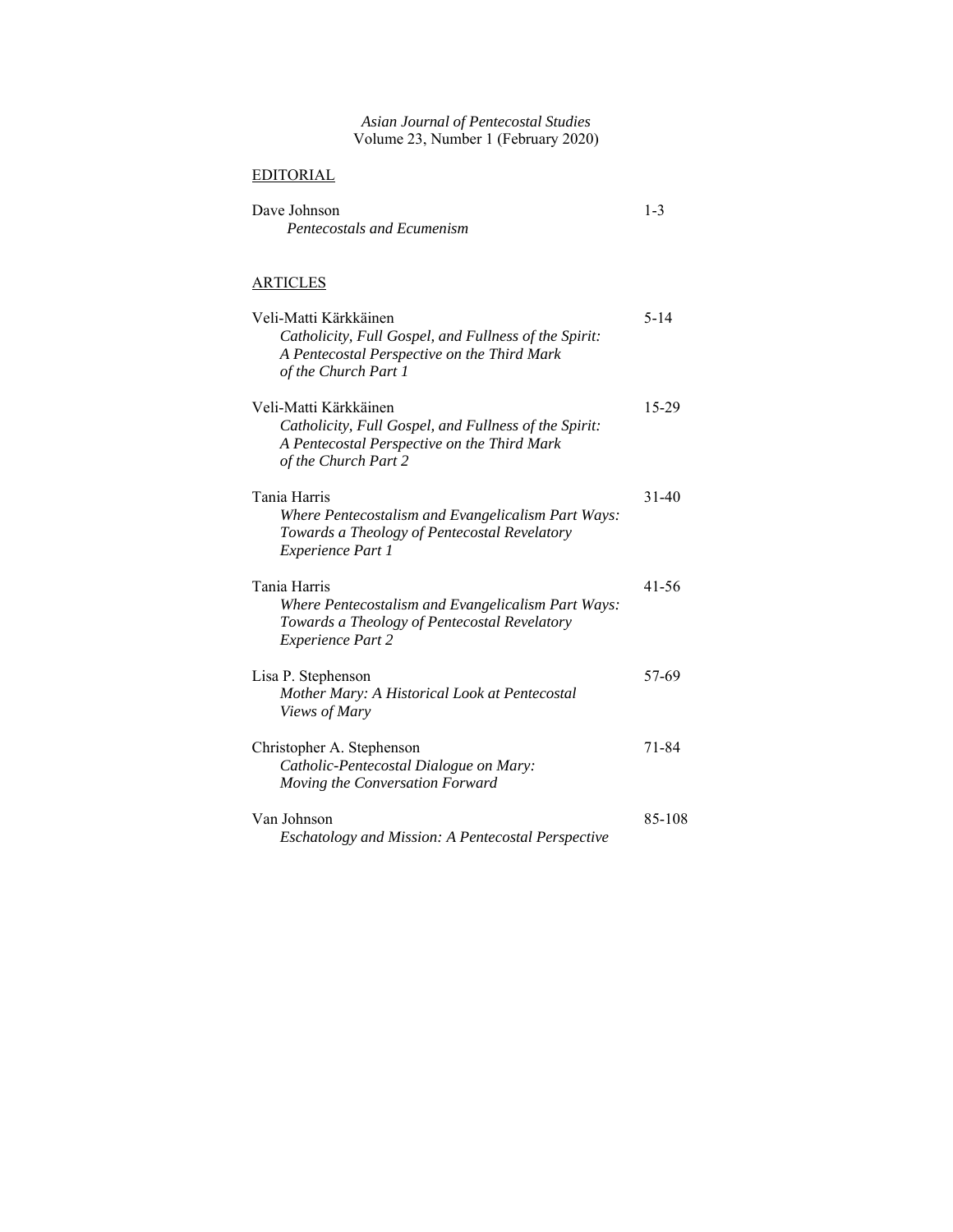*Asian Journal of Pentecostal Studies*
Volume 23, Number 1 (February 2020)

## EDITORIAL

| | |
|---|---|
| Dave Johnson<br>*Pentecostals and Ecumenism* | 1-3 |

## ARTICLES

| | |
|---|---|
| Veli-Matti Kärkkäinen<br>*Catholicity, Full Gospel, and Fullness of the Spirit: A Pentecostal Perspective on the Third Mark of the Church Part 1* | 5-14 |
| Veli-Matti Kärkkäinen<br>*Catholicity, Full Gospel, and Fullness of the Spirit: A Pentecostal Perspective on the Third Mark of the Church Part 2* | 15-29 |
| Tania Harris<br>*Where Pentecostalism and Evangelicalism Part Ways: Towards a Theology of Pentecostal Revelatory Experience Part 1* | 31-40 |
| Tania Harris<br>*Where Pentecostalism and Evangelicalism Part Ways: Towards a Theology of Pentecostal Revelatory Experience Part 2* | 41-56 |
| Lisa P. Stephenson<br>*Mother Mary: A Historical Look at Pentecostal Views of Mary* | 57-69 |
| Christopher A. Stephenson<br>*Catholic-Pentecostal Dialogue on Mary: Moving the Conversation Forward* | 71-84 |
| Van Johnson<br>*Eschatology and Mission: A Pentecostal Perspective* | 85-108 |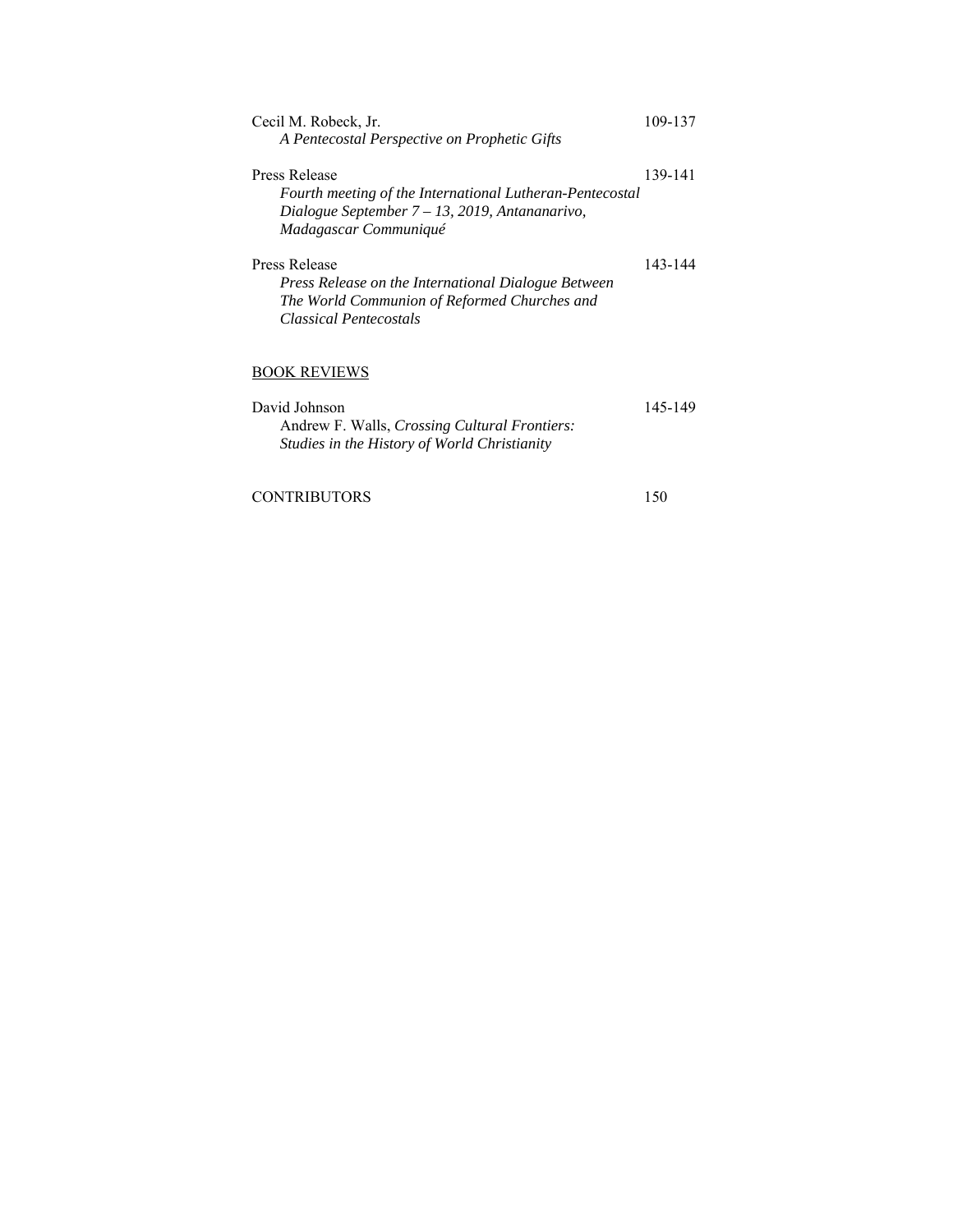Cecil M. Robeck, Jr. 109-137
*A Pentecostal Perspective on Prophetic Gifts*

Press Release 139-141
*Fourth meeting of the International Lutheran-Pentecostal Dialogue September 7 – 13, 2019, Antananarivo, Madagascar Communiqué*

Press Release 143-144
*Press Release on the International Dialogue Between The World Communion of Reformed Churches and Classical Pentecostals*

## BOOK REVIEWS

David Johnson 145-149
Andrew F. Walls, *Crossing Cultural Frontiers: Studies in the History of World Christianity*

CONTRIBUTORS 150